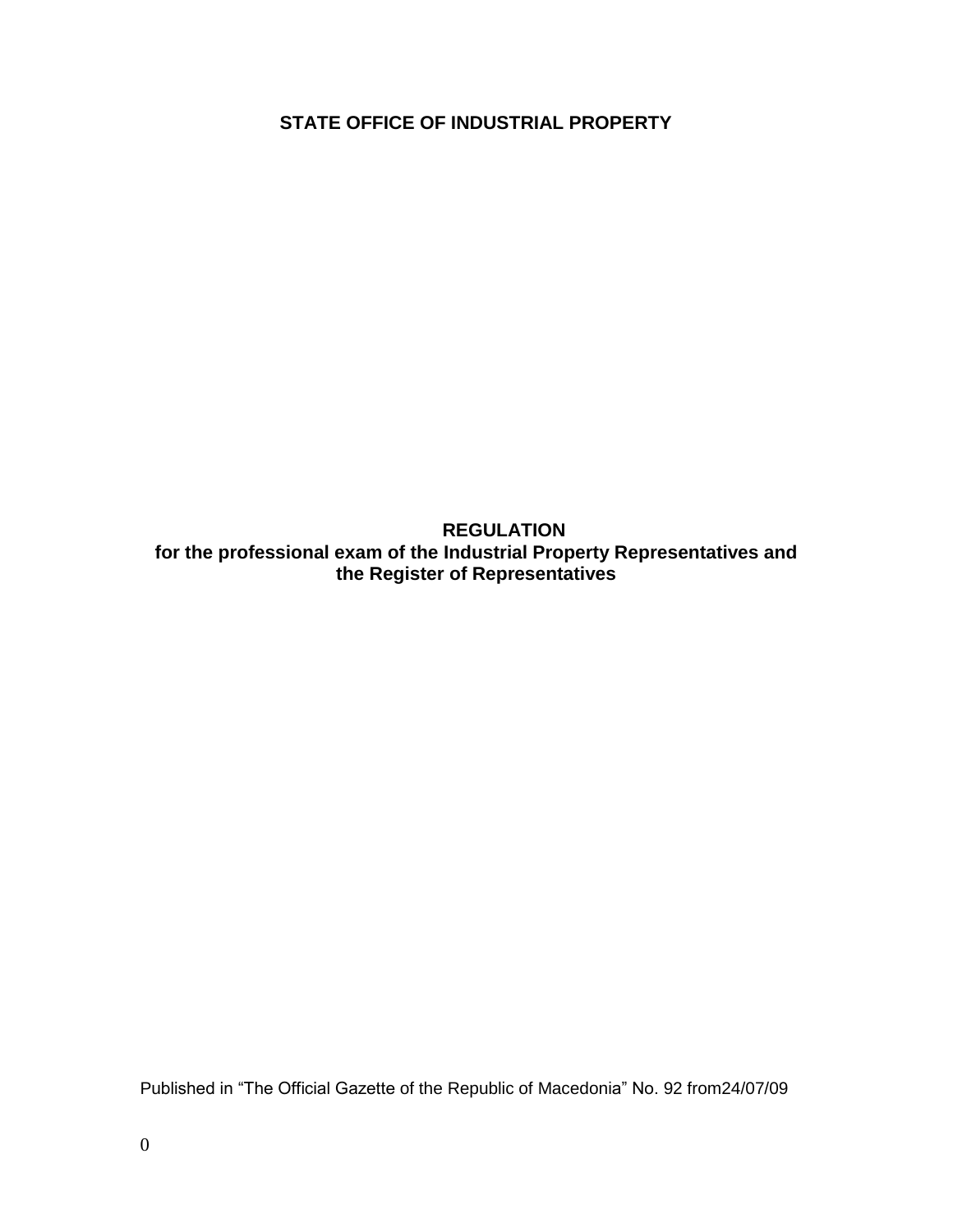**STATE OFFICE OF INDUSTRIAL PROPERTY**

# REGULATION
## for the professional exam of the Industrial Property Representatives and the Register of Representatives

Published in “The Official Gazette of the Republic of Macedonia” No. 92 from24/07/09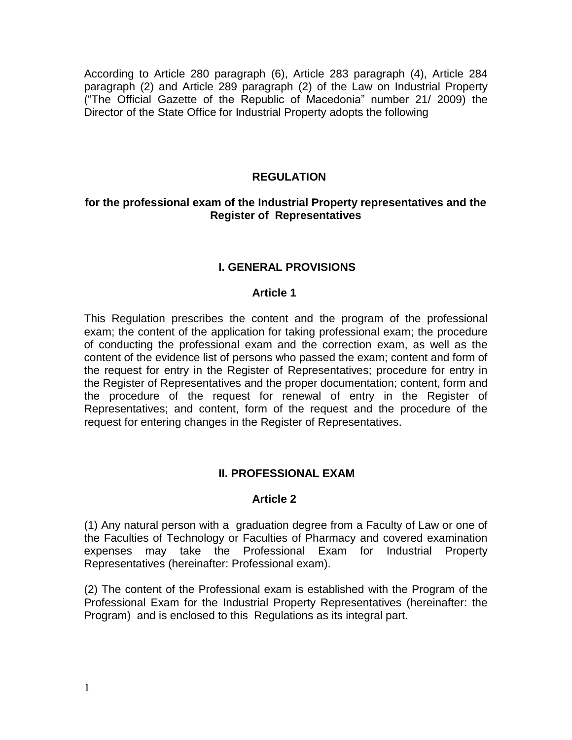According to Article 280 paragraph (6), Article 283 paragraph (4), Article 284 paragraph (2) and Article 289 paragraph (2) of the Law on Industrial Property ("The Official Gazette of the Republic of Macedonia" number 21/ 2009) the Director of the State Office for Industrial Property adopts the following

# REGULATION

## for the professional exam of the Industrial Property representatives and the Register of Representatives

## I. GENERAL PROVISIONS

### Article 1

This Regulation prescribes the content and the program of the professional exam; the content of the application for taking professional exam; the procedure of conducting the professional exam and the correction exam, as well as the content of the evidence list of persons who passed the exam; content and form of the request for entry in the Register of Representatives; procedure for entry in the Register of Representatives and the proper documentation; content, form and the procedure of the request for renewal of entry in the Register of Representatives; and content, form of the request and the procedure of the request for entering changes in the Register of Representatives.

## II. PROFESSIONAL EXAM

### Article 2

(1) Any natural person with a graduation degree from a Faculty of Law or one of the Faculties of Technology or Faculties of Pharmacy and covered examination expenses may take the Professional Exam for Industrial Property Representatives (hereinafter: Professional exam).

(2) The content of the Professional exam is established with the Program of the Professional Exam for the Industrial Property Representatives (hereinafter: the Program) and is enclosed to this Regulations as its integral part.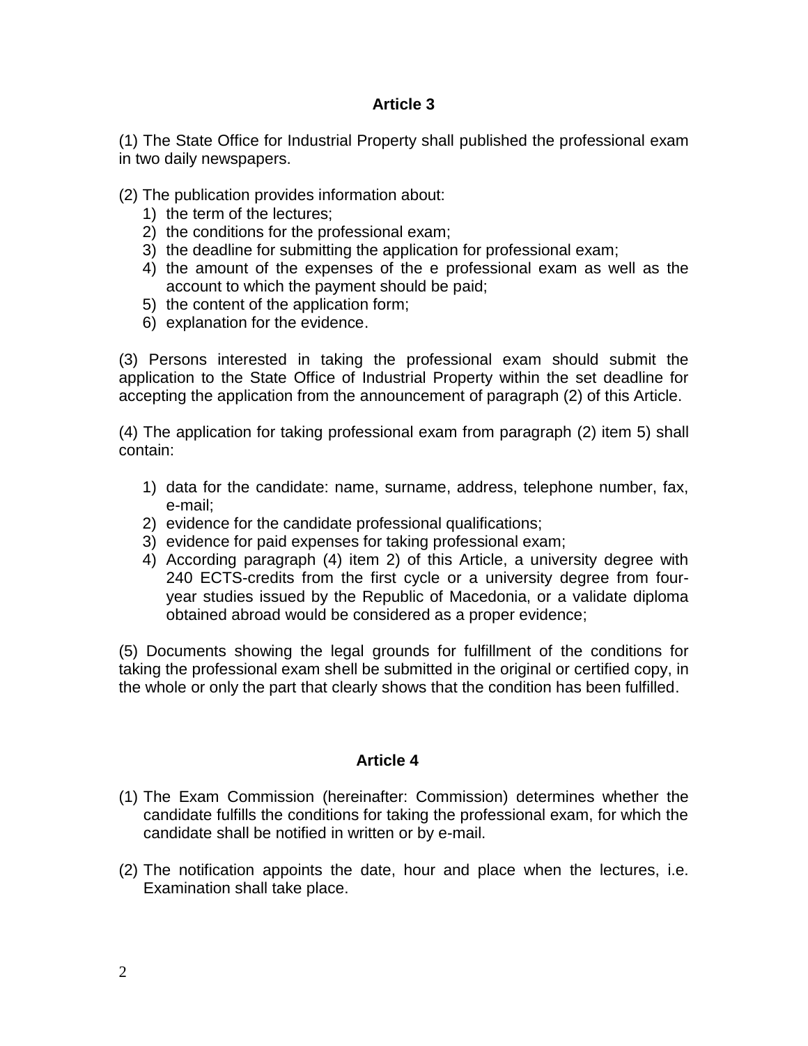## Article 3

(1) The State Office for Industrial Property shall published the professional exam in two daily newspapers.

(2) The publication provides information about:

1) the term of the lectures;
2) the conditions for the professional exam;
3) the deadline for submitting the application for professional exam;
4) the amount of the expenses of the e professional exam as well as the account to which the payment should be paid;
5) the content of the application form;
6) explanation for the evidence.

(3) Persons interested in taking the professional exam should submit the application to the State Office of Industrial Property within the set deadline for accepting the application from the announcement of paragraph (2) of this Article.

(4) The application for taking professional exam from paragraph (2) item 5) shall contain:

1) data for the candidate: name, surname, address, telephone number, fax, e-mail;
2) evidence for the candidate professional qualifications;
3) evidence for paid expenses for taking professional exam;
4) According paragraph (4) item 2) of this Article, a university degree with 240 ECTS-credits from the first cycle or a university degree from four-year studies issued by the Republic of Macedonia, or a validate diploma obtained abroad would be considered as a proper evidence;

(5) Documents showing the legal grounds for fulfillment of the conditions for taking the professional exam shell be submitted in the original or certified copy, in the whole or only the part that clearly shows that the condition has been fulfilled.

## Article 4

(1) The Exam Commission (hereinafter: Commission) determines whether the candidate fulfills the conditions for taking the professional exam, for which the candidate shall be notified in written or by e-mail.

(2) The notification appoints the date, hour and place when the lectures, i.e. Examination shall take place.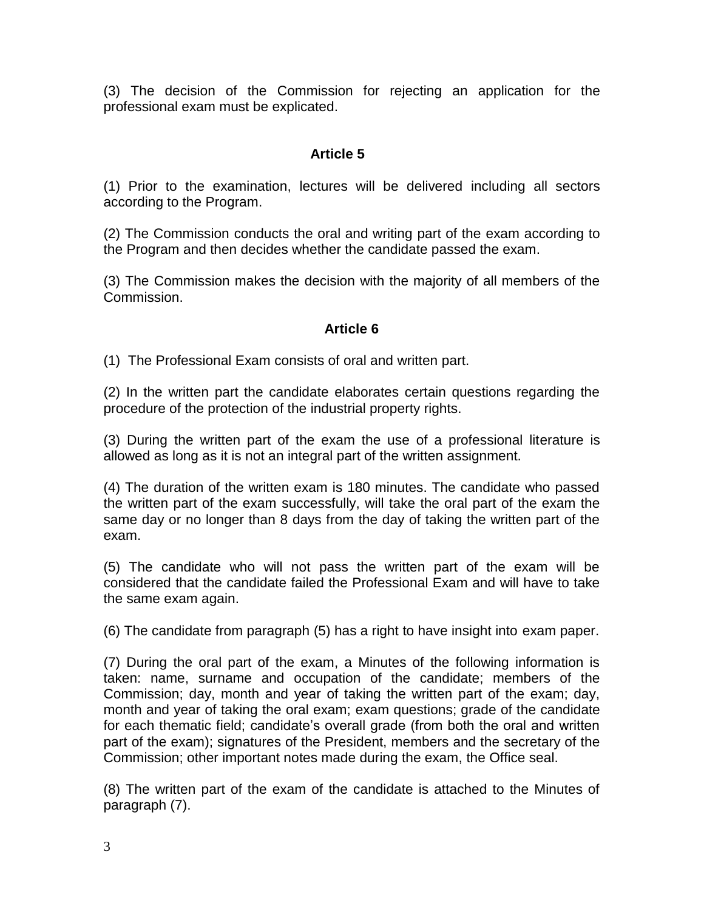(3) The decision of the Commission for rejecting an application for the professional exam must be explicated.

**Article 5**

(1) Prior to the examination, lectures will be delivered including all sectors according to the Program.

(2) The Commission conducts the oral and writing part of the exam according to the Program and then decides whether the candidate passed the exam.

(3) The Commission makes the decision with the majority of all members of the Commission.

**Article 6**

(1) The Professional Exam consists of oral and written part.

(2) In the written part the candidate elaborates certain questions regarding the procedure of the protection of the industrial property rights.

(3) During the written part of the exam the use of a professional literature is allowed as long as it is not an integral part of the written assignment.

(4) The duration of the written exam is 180 minutes. The candidate who passed the written part of the exam successfully, will take the oral part of the exam the same day or no longer than 8 days from the day of taking the written part of the exam.

(5) The candidate who will not pass the written part of the exam will be considered that the candidate failed the Professional Exam and will have to take the same exam again.

(6) The candidate from paragraph (5) has a right to have insight into exam paper.

(7) During the oral part of the exam, a Minutes of the following information is taken: name, surname and occupation of the candidate; members of the Commission; day, month and year of taking the written part of the exam; day, month and year of taking the oral exam; exam questions; grade of the candidate for each thematic field; candidate's overall grade (from both the oral and written part of the exam); signatures of the President, members and the secretary of the Commission; other important notes made during the exam, the Office seal.

(8) The written part of the exam of the candidate is attached to the Minutes of paragraph (7).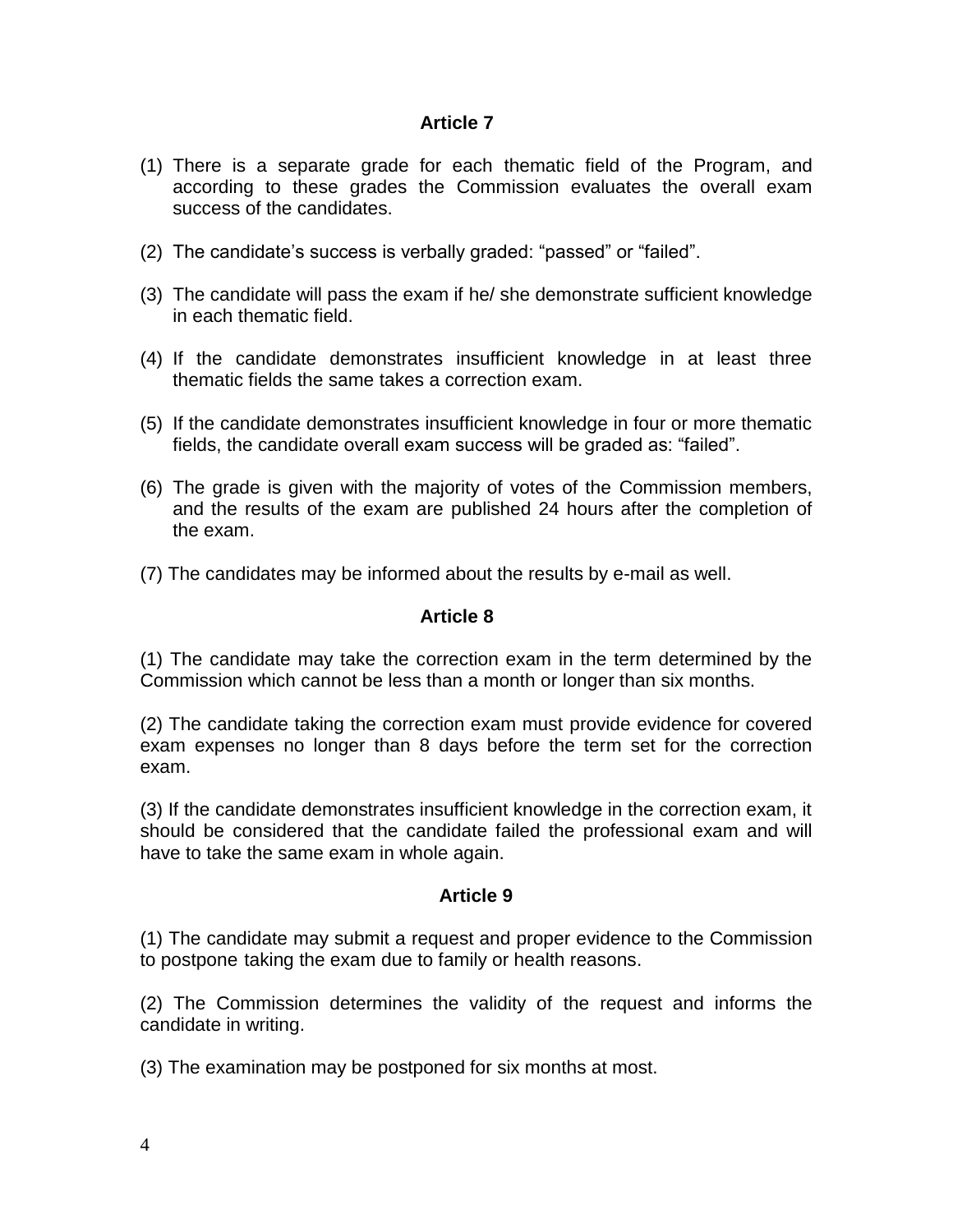## Article 7

(1) There is a separate grade for each thematic field of the Program, and according to these grades the Commission evaluates the overall exam success of the candidates.

(2) The candidate's success is verbally graded: "passed" or "failed".

(3) The candidate will pass the exam if he/ she demonstrate sufficient knowledge in each thematic field.

(4) If the candidate demonstrates insufficient knowledge in at least three thematic fields the same takes a correction exam.

(5) If the candidate demonstrates insufficient knowledge in four or more thematic fields, the candidate overall exam success will be graded as: "failed".

(6) The grade is given with the majority of votes of the Commission members, and the results of the exam are published 24 hours after the completion of the exam.

(7) The candidates may be informed about the results by e-mail as well.

## Article 8

(1) The candidate may take the correction exam in the term determined by the Commission which cannot be less than a month or longer than six months.

(2) The candidate taking the correction exam must provide evidence for covered exam expenses no longer than 8 days before the term set for the correction exam.

(3) If the candidate demonstrates insufficient knowledge in the correction exam, it should be considered that the candidate failed the professional exam and will have to take the same exam in whole again.

## Article 9

(1) The candidate may submit a request and proper evidence to the Commission to postpone taking the exam due to family or health reasons.

(2) The Commission determines the validity of the request and informs the candidate in writing.

(3) The examination may be postponed for six months at most.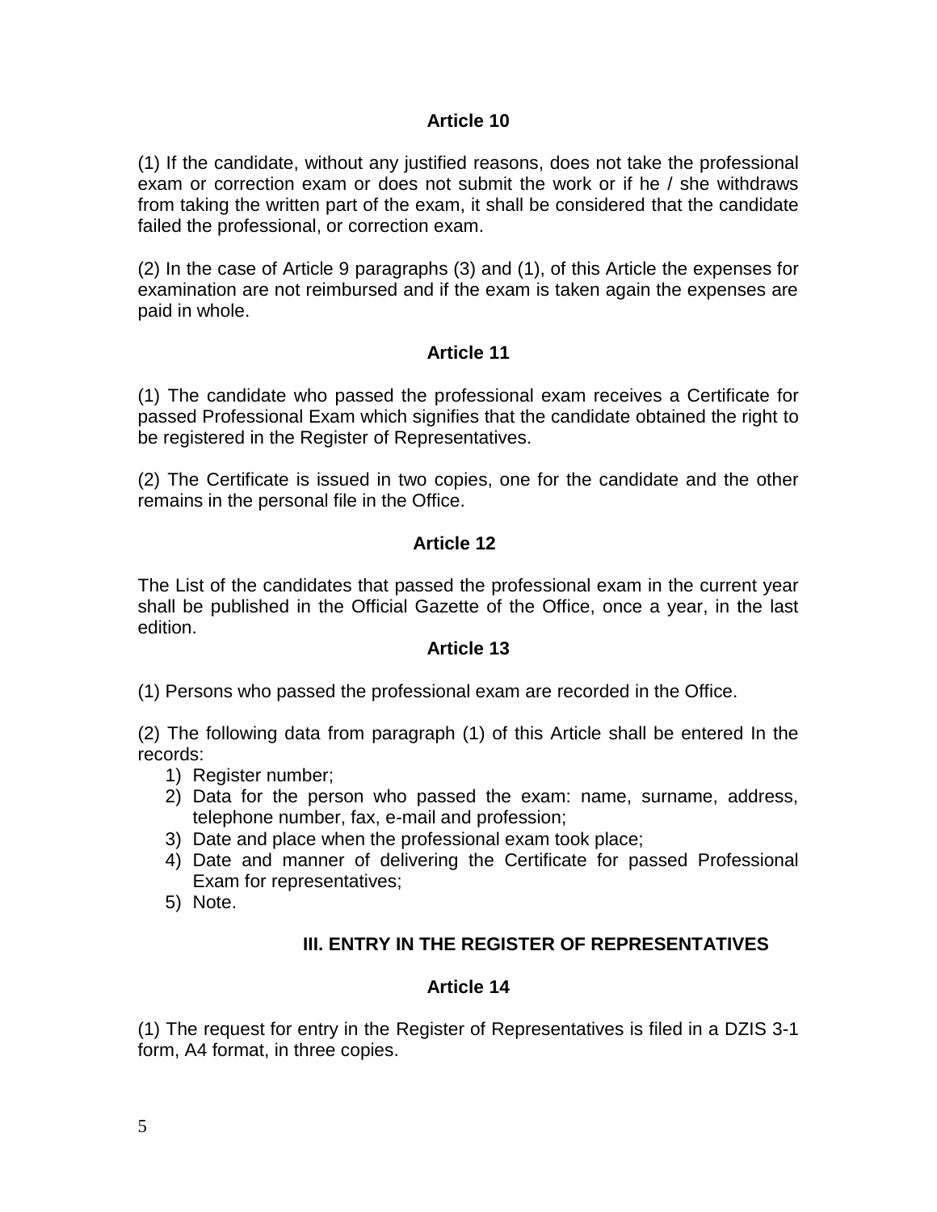**Article 10**

(1) If the candidate, without any justified reasons, does not take the professional exam or correction exam or does not submit the work or if he / she withdraws from taking the written part of the exam, it shall be considered that the candidate failed the professional, or correction exam.

(2) In the case of Article 9 paragraphs (3) and (1), of this Article the expenses for examination are not reimbursed and if the exam is taken again the expenses are paid in whole.

**Article 11**

(1) The candidate who passed the professional exam receives a Certificate for passed Professional Exam which signifies that the candidate obtained the right to be registered in the Register of Representatives.

(2) The Certificate is issued in two copies, one for the candidate and the other remains in the personal file in the Office.

**Article 12**

The List of the candidates that passed the professional exam in the current year shall be published in the Official Gazette of the Office, once a year, in the last edition.

**Article 13**

(1) Persons who passed the professional exam are recorded in the Office.

(2) The following data from paragraph (1) of this Article shall be entered In the records:

1) Register number;
2) Data for the person who passed the exam: name, surname, address, telephone number, fax, e-mail and profession;
3) Date and place when the professional exam took place;
4) Date and manner of delivering the Certificate for passed Professional Exam for representatives;
5) Note.

## III. ENTRY IN THE REGISTER OF REPRESENTATIVES

**Article 14**

(1) The request for entry in the Register of Representatives is filed in a DZIS 3-1 form, A4 format, in three copies.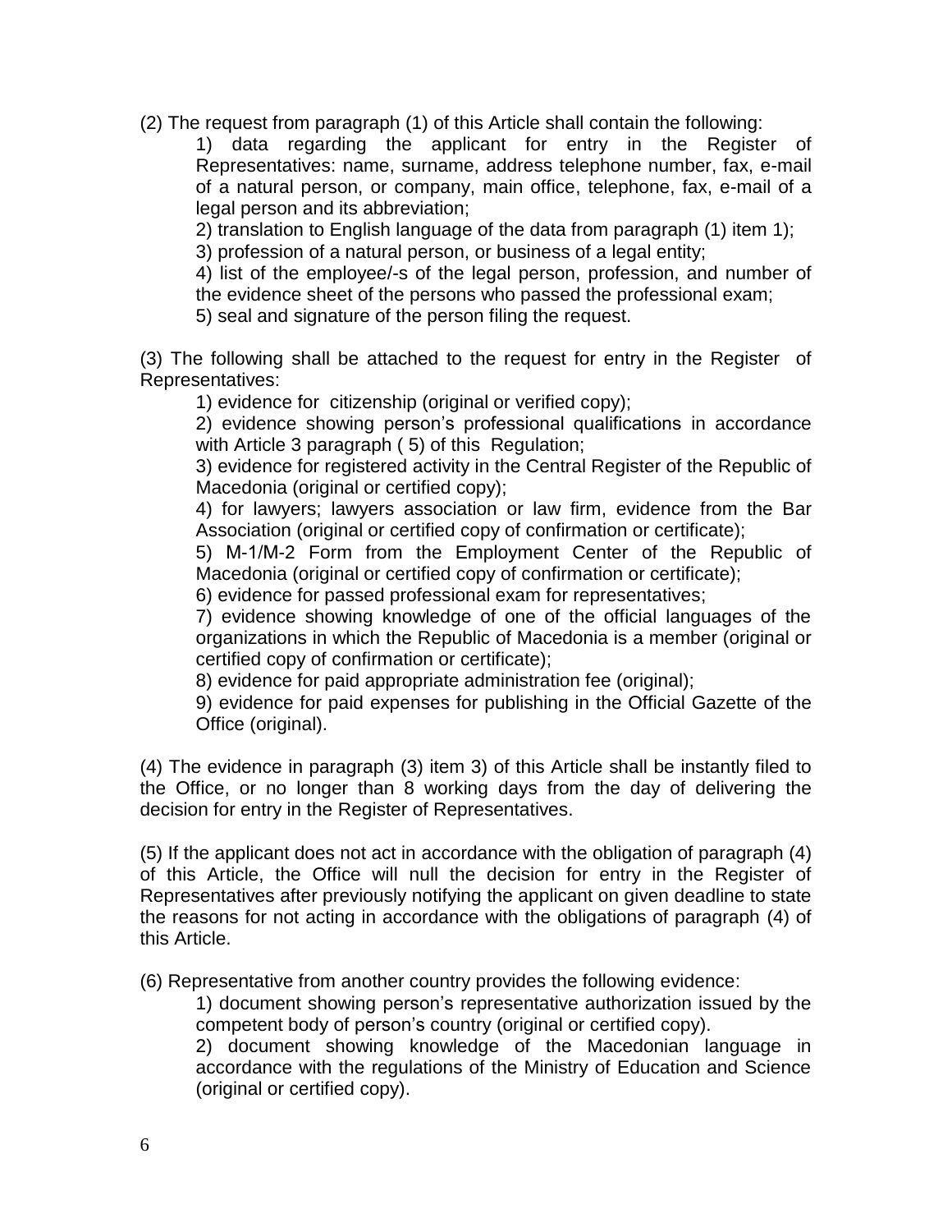(2) The request from paragraph (1) of this Article shall contain the following:

1) data regarding the applicant for entry in the Register of Representatives: name, surname, address telephone number, fax, e-mail of a natural person, or company, main office, telephone, fax, e-mail of a legal person and its abbreviation;
2) translation to English language of the data from paragraph (1) item 1);
3) profession of a natural person, or business of a legal entity;
4) list of the employee/-s of the legal person, profession, and number of the evidence sheet of the persons who passed the professional exam;
5) seal and signature of the person filing the request.

(3) The following shall be attached to the request for entry in the Register of Representatives:

1) evidence for citizenship (original or verified copy);
2) evidence showing person's professional qualifications in accordance with Article 3 paragraph ( 5) of this Regulation;
3) evidence for registered activity in the Central Register of the Republic of Macedonia (original or certified copy);
4) for lawyers; lawyers association or law firm, evidence from the Bar Association (original or certified copy of confirmation or certificate);
5) M-1/M-2 Form from the Employment Center of the Republic of Macedonia (original or certified copy of confirmation or certificate);
6) evidence for passed professional exam for representatives;
7) evidence showing knowledge of one of the official languages of the organizations in which the Republic of Macedonia is a member (original or certified copy of confirmation or certificate);
8) evidence for paid appropriate administration fee (original);
9) evidence for paid expenses for publishing in the Official Gazette of the Office (original).

(4) The evidence in paragraph (3) item 3) of this Article shall be instantly filed to the Office, or no longer than 8 working days from the day of delivering the decision for entry in the Register of Representatives.

(5) If the applicant does not act in accordance with the obligation of paragraph (4) of this Article, the Office will null the decision for entry in the Register of Representatives after previously notifying the applicant on given deadline to state the reasons for not acting in accordance with the obligations of paragraph (4) of this Article.

(6) Representative from another country provides the following evidence:

1) document showing person's representative authorization issued by the competent body of person's country (original or certified copy).
2) document showing knowledge of the Macedonian language in accordance with the regulations of the Ministry of Education and Science (original or certified copy).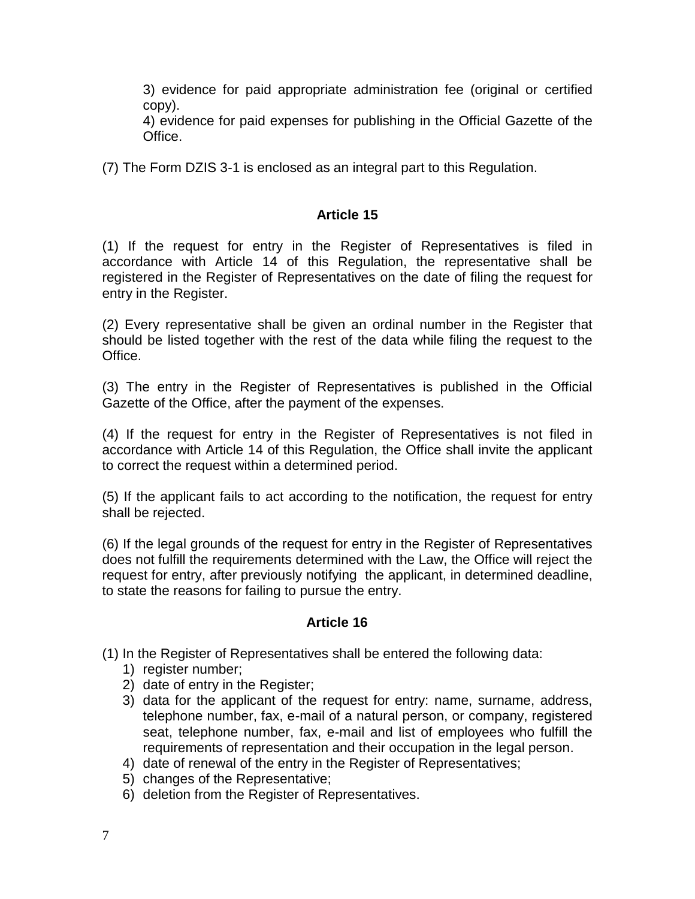3) evidence for paid appropriate administration fee (original or certified copy).

4) evidence for paid expenses for publishing in the Official Gazette of the Office.

(7) The Form DZIS 3-1 is enclosed as an integral part to this Regulation.

### Article 15

(1) If the request for entry in the Register of Representatives is filed in accordance with Article 14 of this Regulation, the representative shall be registered in the Register of Representatives on the date of filing the request for entry in the Register.

(2) Every representative shall be given an ordinal number in the Register that should be listed together with the rest of the data while filing the request to the Office.

(3) The entry in the Register of Representatives is published in the Official Gazette of the Office, after the payment of the expenses.

(4) If the request for entry in the Register of Representatives is not filed in accordance with Article 14 of this Regulation, the Office shall invite the applicant to correct the request within a determined period.

(5) If the applicant fails to act according to the notification, the request for entry shall be rejected.

(6) If the legal grounds of the request for entry in the Register of Representatives does not fulfill the requirements determined with the Law, the Office will reject the request for entry, after previously notifying the applicant, in determined deadline, to state the reasons for failing to pursue the entry.

### Article 16

(1) In the Register of Representatives shall be entered the following data:

1) register number;
2) date of entry in the Register;
3) data for the applicant of the request for entry: name, surname, address, telephone number, fax, e-mail of a natural person, or company, registered seat, telephone number, fax, e-mail and list of employees who fulfill the requirements of representation and their occupation in the legal person.
4) date of renewal of the entry in the Register of Representatives;
5) changes of the Representative;
6) deletion from the Register of Representatives.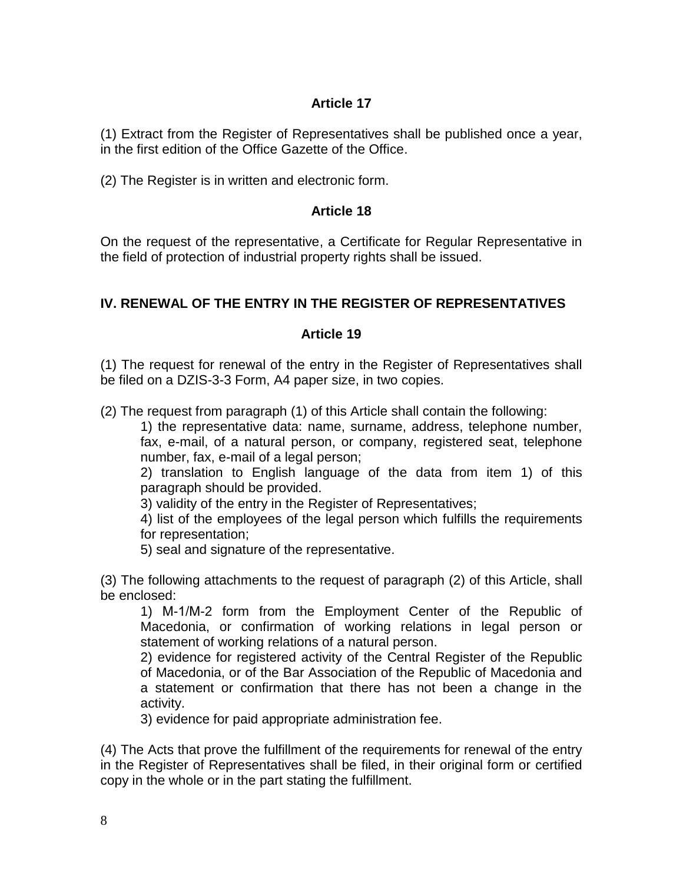**Article 17**

(1) Extract from the Register of Representatives shall be published once a year, in the first edition of the Office Gazette of the Office.

(2) The Register is in written and electronic form.

**Article 18**

On the request of the representative, a Certificate for Regular Representative in the field of protection of industrial property rights shall be issued.

## IV. RENEWAL OF THE ENTRY IN THE REGISTER OF REPRESENTATIVES

**Article 19**

(1) The request for renewal of the entry in the Register of Representatives shall be filed on a DZIS-3-3 Form, A4 paper size, in two copies.

(2) The request from paragraph (1) of this Article shall contain the following:

1) the representative data: name, surname, address, telephone number, fax, e-mail, of a natural person, or company, registered seat, telephone number, fax, e-mail of a legal person;
2) translation to English language of the data from item 1) of this paragraph should be provided.
3) validity of the entry in the Register of Representatives;
4) list of the employees of the legal person which fulfills the requirements for representation;
5) seal and signature of the representative.

(3) The following attachments to the request of paragraph (2) of this Article, shall be enclosed:

1) M-1/M-2 form from the Employment Center of the Republic of Macedonia, or confirmation of working relations in legal person or statement of working relations of a natural person.
2) evidence for registered activity of the Central Register of the Republic of Macedonia, or of the Bar Association of the Republic of Macedonia and a statement or confirmation that there has not been a change in the activity.
3) evidence for paid appropriate administration fee.

(4) The Acts that prove the fulfillment of the requirements for renewal of the entry in the Register of Representatives shall be filed, in their original form or certified copy in the whole or in the part stating the fulfillment.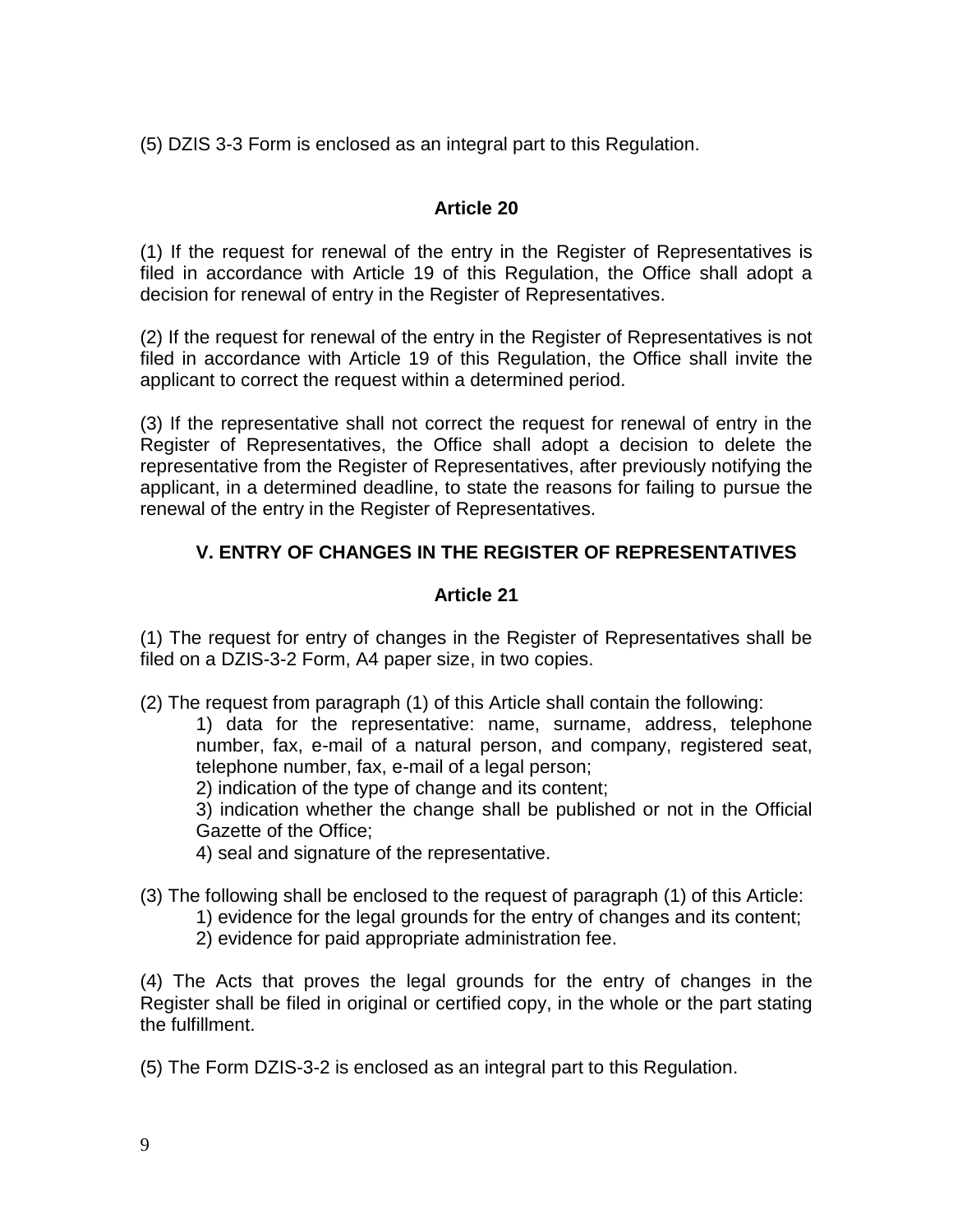(5) DZIS 3-3 Form is enclosed as an integral part to this Regulation.

### Article 20

(1) If the request for renewal of the entry in the Register of Representatives is filed in accordance with Article 19 of this Regulation, the Office shall adopt a decision for renewal of entry in the Register of Representatives.

(2) If the request for renewal of the entry in the Register of Representatives is not filed in accordance with Article 19 of this Regulation, the Office shall invite the applicant to correct the request within a determined period.

(3) If the representative shall not correct the request for renewal of entry in the Register of Representatives, the Office shall adopt a decision to delete the representative from the Register of Representatives, after previously notifying the applicant, in a determined deadline, to state the reasons for failing to pursue the renewal of the entry in the Register of Representatives.

## V. ENTRY OF CHANGES IN THE REGISTER OF REPRESENTATIVES

### Article 21

(1) The request for entry of changes in the Register of Representatives shall be filed on a DZIS-3-2 Form, A4 paper size, in two copies.

(2) The request from paragraph (1) of this Article shall contain the following:

1) data for the representative: name, surname, address, telephone number, fax, e-mail of a natural person, and company, registered seat, telephone number, fax, e-mail of a legal person;
2) indication of the type of change and its content;
3) indication whether the change shall be published or not in the Official Gazette of the Office;
4) seal and signature of the representative.

(3) The following shall be enclosed to the request of paragraph (1) of this Article:

1) evidence for the legal grounds for the entry of changes and its content;
2) evidence for paid appropriate administration fee.

(4) The Acts that proves the legal grounds for the entry of changes in the Register shall be filed in original or certified copy, in the whole or the part stating the fulfillment.

(5) The Form DZIS-3-2 is enclosed as an integral part to this Regulation.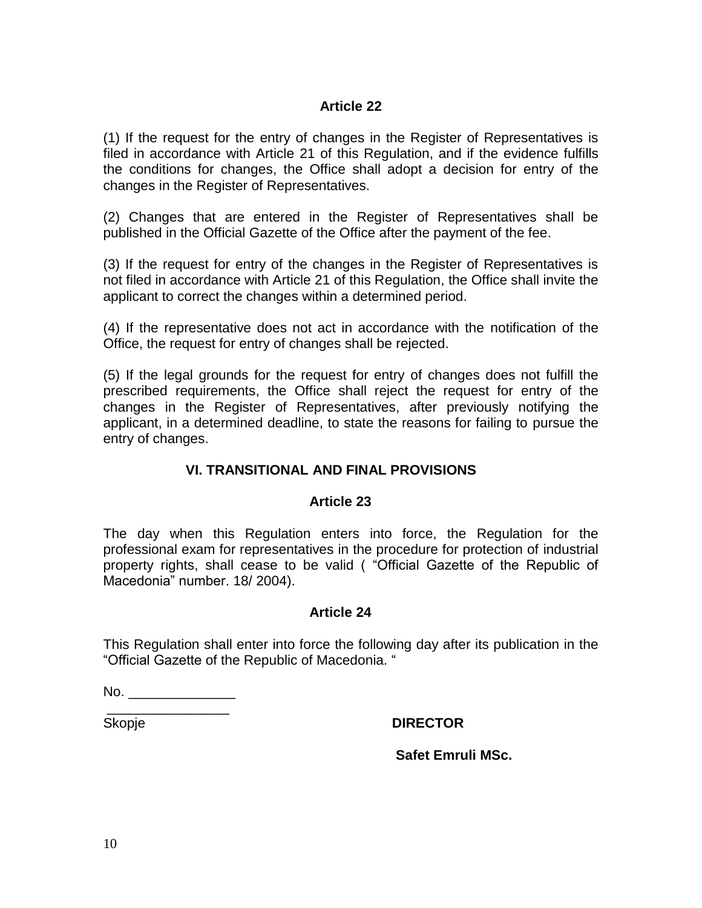### Article 22

(1) If the request for the entry of changes in the Register of Representatives is filed in accordance with Article 21 of this Regulation, and if the evidence fulfills the conditions for changes, the Office shall adopt a decision for entry of the changes in the Register of Representatives.

(2) Changes that are entered in the Register of Representatives shall be published in the Official Gazette of the Office after the payment of the fee.

(3) If the request for entry of the changes in the Register of Representatives is not filed in accordance with Article 21 of this Regulation, the Office shall invite the applicant to correct the changes within a determined period.

(4) If the representative does not act in accordance with the notification of the Office, the request for entry of changes shall be rejected.

(5) If the legal grounds for the request for entry of changes does not fulfill the prescribed requirements, the Office shall reject the request for entry of the changes in the Register of Representatives, after previously notifying the applicant, in a determined deadline, to state the reasons for failing to pursue the entry of changes.

## VI. TRANSITIONAL AND FINAL PROVISIONS

### Article 23

The day when this Regulation enters into force, the Regulation for the professional exam for representatives in the procedure for protection of industrial property rights, shall cease to be valid ( “Official Gazette of the Republic of Macedonia” number. 18/ 2004).

### Article 24

This Regulation shall enter into force the following day after its publication in the “Official Gazette of the Republic of Macedonia. “

No. ______________
________________
Skopje

**DIRECTOR**

**Safet Emruli MSc.**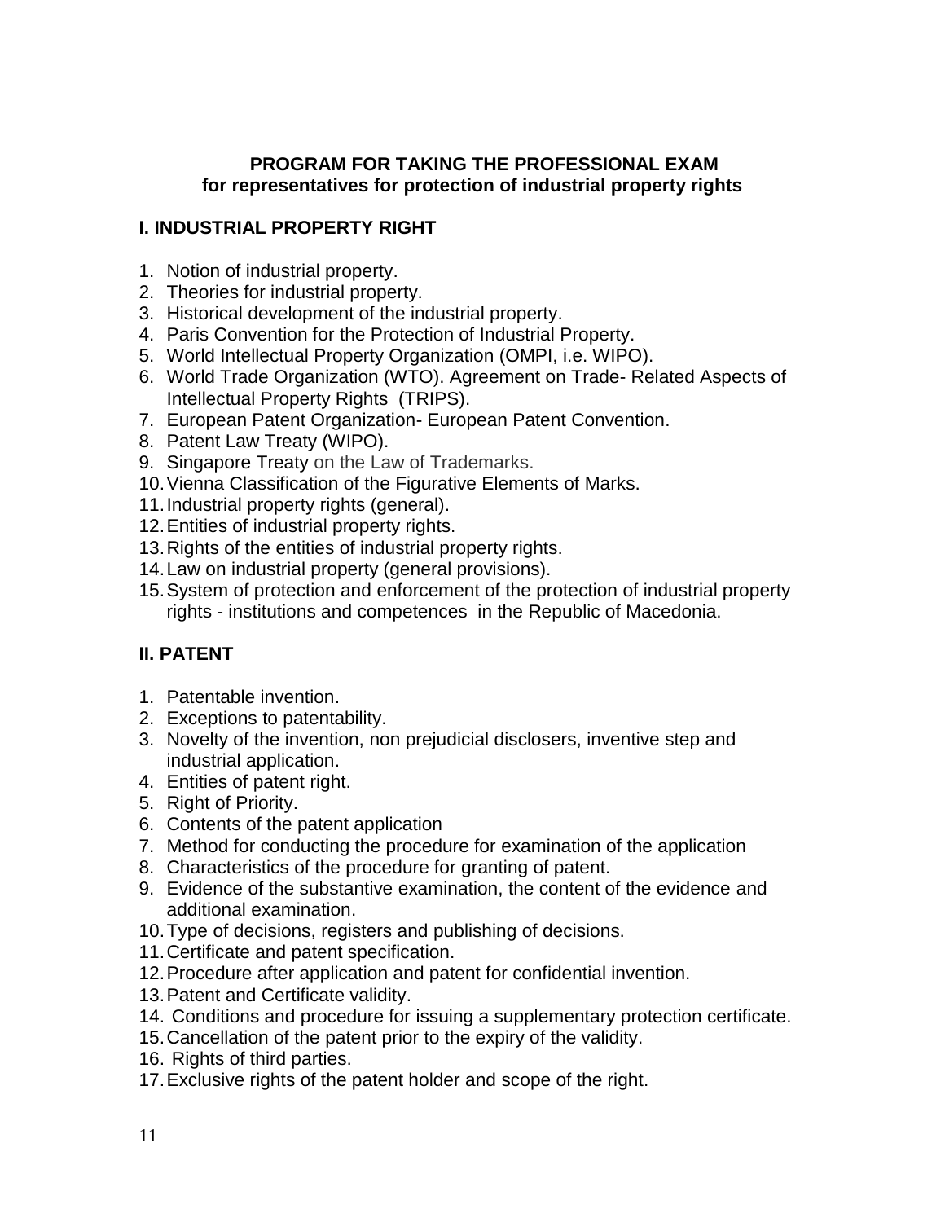**PROGRAM FOR TAKING THE PROFESSIONAL EXAM**
**for representatives for protection of industrial property rights**

## I. INDUSTRIAL PROPERTY RIGHT

1. Notion of industrial property.
2. Theories for industrial property.
3. Historical development of the industrial property.
4. Paris Convention for the Protection of Industrial Property.
5. World Intellectual Property Organization (OMPI, i.e. WIPO).
6. World Trade Organization (WTO). Agreement on Trade- Related Aspects of Intellectual Property Rights (TRIPS).
7. European Patent Organization- European Patent Convention.
8. Patent Law Treaty (WIPO).
9. Singapore Treaty on the Law of Trademarks.
10. Vienna Classification of the Figurative Elements of Marks.
11. Industrial property rights (general).
12. Entities of industrial property rights.
13. Rights of the entities of industrial property rights.
14. Law on industrial property (general provisions).
15. System of protection and enforcement of the protection of industrial property rights - institutions and competences in the Republic of Macedonia.

## II. PATENT

1. Patentable invention.
2. Exceptions to patentability.
3. Novelty of the invention, non prejudicial disclosers, inventive step and industrial application.
4. Entities of patent right.
5. Right of Priority.
6. Contents of the patent application
7. Method for conducting the procedure for examination of the application
8. Characteristics of the procedure for granting of patent.
9. Evidence of the substantive examination, the content of the evidence and additional examination.
10. Type of decisions, registers and publishing of decisions.
11. Certificate and patent specification.
12. Procedure after application and patent for confidential invention.
13. Patent and Certificate validity.
14. Conditions and procedure for issuing a supplementary protection certificate.
15. Cancellation of the patent prior to the expiry of the validity.
16. Rights of third parties.
17. Exclusive rights of the patent holder and scope of the right.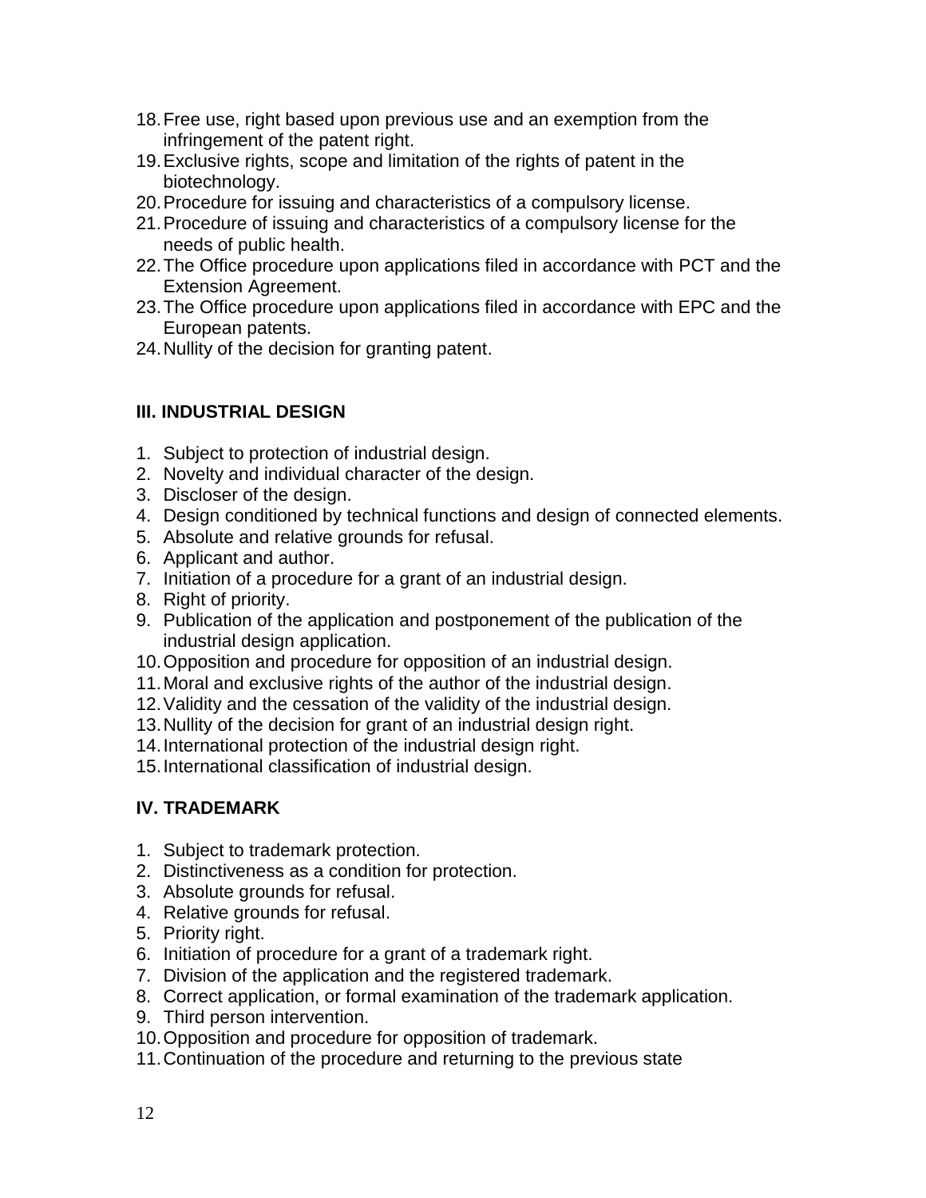18. Free use, right based upon previous use and an exemption from the infringement of the patent right.
19. Exclusive rights, scope and limitation of the rights of patent in the biotechnology.
20. Procedure for issuing and characteristics of a compulsory license.
21. Procedure of issuing and characteristics of a compulsory license for the needs of public health.
22. The Office procedure upon applications filed in accordance with PCT and the Extension Agreement.
23. The Office procedure upon applications filed in accordance with EPC and the European patents.
24. Nullity of the decision for granting patent.

## III. INDUSTRIAL DESIGN

1. Subject to protection of industrial design.
2. Novelty and individual character of the design.
3. Discloser of the design.
4. Design conditioned by technical functions and design of connected elements.
5. Absolute and relative grounds for refusal.
6. Applicant and author.
7. Initiation of a procedure for a grant of an industrial design.
8. Right of priority.
9. Publication of the application and postponement of the publication of the industrial design application.
10. Opposition and procedure for opposition of an industrial design.
11. Moral and exclusive rights of the author of the industrial design.
12. Validity and the cessation of the validity of the industrial design.
13. Nullity of the decision for grant of an industrial design right.
14. International protection of the industrial design right.
15. International classification of industrial design.

## IV. TRADEMARK

1. Subject to trademark protection.
2. Distinctiveness as a condition for protection.
3. Absolute grounds for refusal.
4. Relative grounds for refusal.
5. Priority right.
6. Initiation of procedure for a grant of a trademark right.
7. Division of the application and the registered trademark.
8. Correct application, or formal examination of the trademark application.
9. Third person intervention.
10. Opposition and procedure for opposition of trademark.
11. Continuation of the procedure and returning to the previous state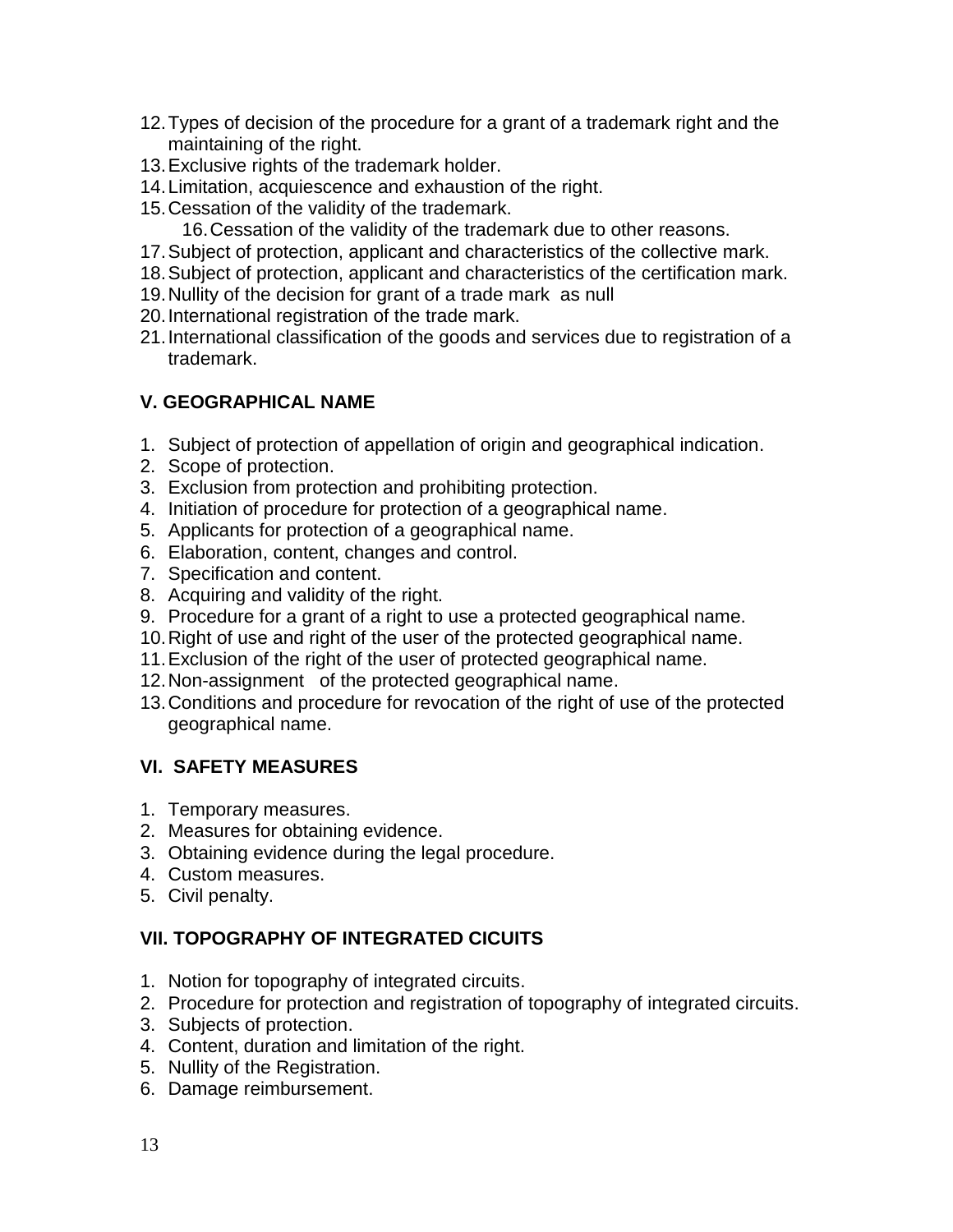12. Types of decision of the procedure for a grant of a trademark right and the maintaining of the right.
13. Exclusive rights of the trademark holder.
14. Limitation, acquiescence and exhaustion of the right.
15. Cessation of the validity of the trademark.
16. Cessation of the validity of the trademark due to other reasons.
17. Subject of protection, applicant and characteristics of the collective mark.
18. Subject of protection, applicant and characteristics of the certification mark.
19. Nullity of the decision for grant of a trade mark as null
20. International registration of the trade mark.
21. International classification of the goods and services due to registration of a trademark.

### V. GEOGRAPHICAL NAME

1. Subject of protection of appellation of origin and geographical indication.
2. Scope of protection.
3. Exclusion from protection and prohibiting protection.
4. Initiation of procedure for protection of a geographical name.
5. Applicants for protection of a geographical name.
6. Elaboration, content, changes and control.
7. Specification and content.
8. Acquiring and validity of the right.
9. Procedure for a grant of a right to use a protected geographical name.
10. Right of use and right of the user of the protected geographical name.
11. Exclusion of the right of the user of protected geographical name.
12. Non-assignment of the protected geographical name.
13. Conditions and procedure for revocation of the right of use of the protected geographical name.

### VI. SAFETY MEASURES

1. Temporary measures.
2. Measures for obtaining evidence.
3. Obtaining evidence during the legal procedure.
4. Custom measures.
5. Civil penalty.

### VII. TOPOGRAPHY OF INTEGRATED CICUITS

1. Notion for topography of integrated circuits.
2. Procedure for protection and registration of topography of integrated circuits.
3. Subjects of protection.
4. Content, duration and limitation of the right.
5. Nullity of the Registration.
6. Damage reimbursement.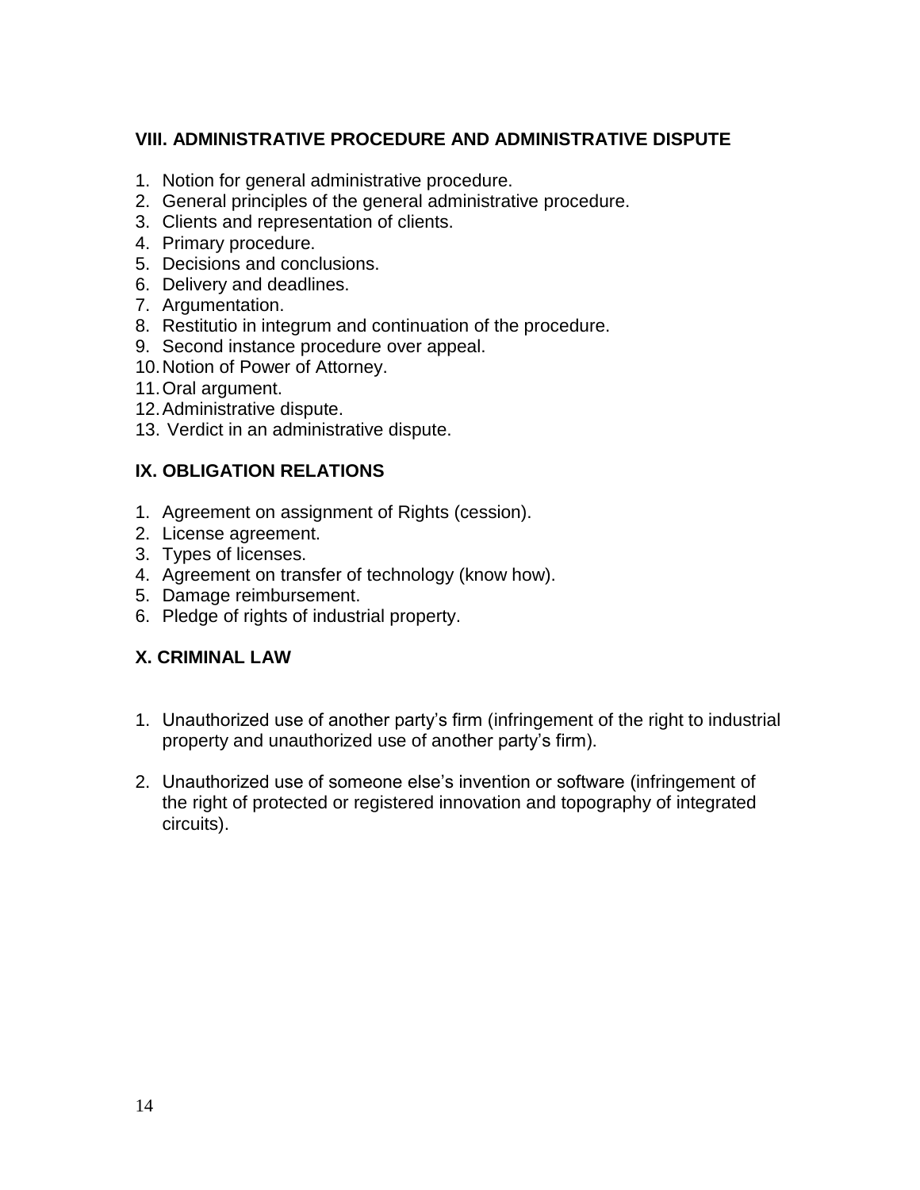## VIII. ADMINISTRATIVE PROCEDURE AND ADMINISTRATIVE DISPUTE

1. Notion for general administrative procedure.
2. General principles of the general administrative procedure.
3. Clients and representation of clients.
4. Primary procedure.
5. Decisions and conclusions.
6. Delivery and deadlines.
7. Argumentation.
8. Restitutio in integrum and continuation of the procedure.
9. Second instance procedure over appeal.
10. Notion of Power of Attorney.
11. Oral argument.
12. Administrative dispute.
13. Verdict in an administrative dispute.

## IX. OBLIGATION RELATIONS

1. Agreement on assignment of Rights (cession).
2. License agreement.
3. Types of licenses.
4. Agreement on transfer of technology (know how).
5. Damage reimbursement.
6. Pledge of rights of industrial property.

## X. CRIMINAL LAW

1. Unauthorized use of another party's firm (infringement of the right to industrial property and unauthorized use of another party's firm).

2. Unauthorized use of someone else's invention or software (infringement of the right of protected or registered innovation and topography of integrated circuits).